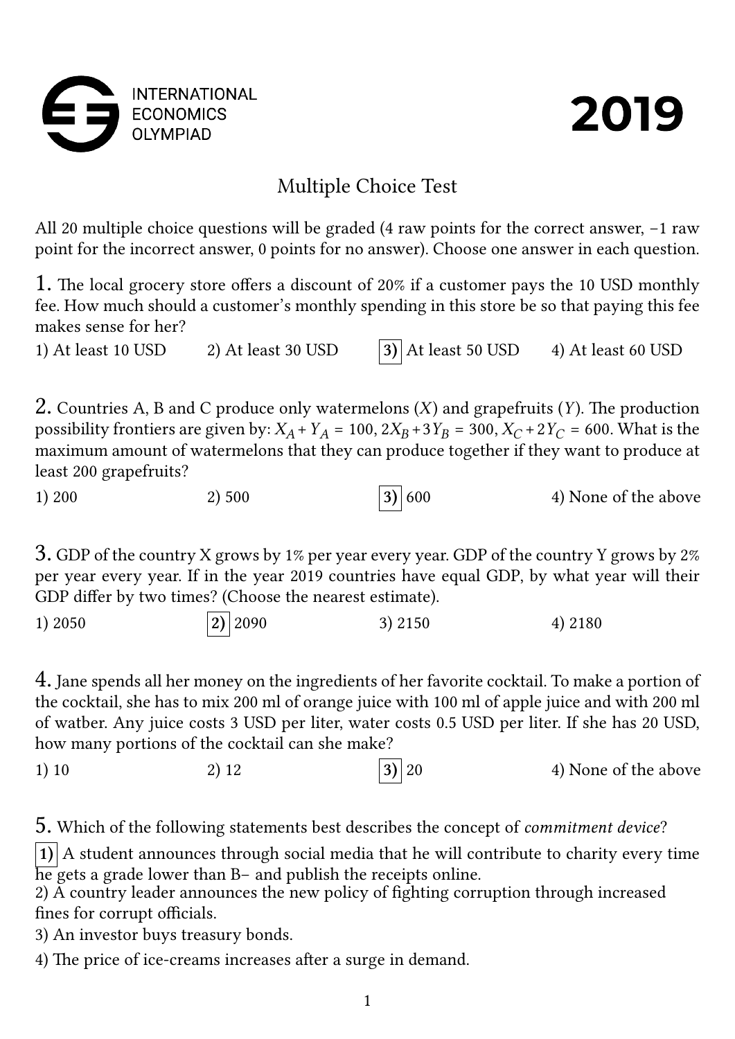INTERNATIONAL ECONOMICS OLYMPIAD

# 2019

## Multiple Choice Test

All 20 multiple choice questions will be graded (4 raw points for the correct answer, −1 raw point for the incorrect answer, 0 points for no answer). Choose one answer in each question.

**1.** The local grocery store offers a discount of 20% if a customer pays the 10 USD monthly fee. How much should a customer's monthly spending in this store be so that paying this fee makes sense for her?

1) At least 10 USD &nbsp;&nbsp;&nbsp; 2) At least 30 USD &nbsp;&nbsp;&nbsp; **[3)]** At least 50 USD &nbsp;&nbsp;&nbsp; 4) At least 60 USD

**2.** Countries A, B and C produce only watermelons ($X$) and grapefruits ($Y$). The production possibility frontiers are given by: $X_A + Y_A = 100$, $2X_B + 3Y_B = 300$, $X_C + 2Y_C = 600$. What is the maximum amount of watermelons that they can produce together if they want to produce at least 200 grapefruits?

1) 200 &nbsp;&nbsp;&nbsp; 2) 500 &nbsp;&nbsp;&nbsp; **[3)]** 600 &nbsp;&nbsp;&nbsp; 4) None of the above

**3.** GDP of the country X grows by 1% per year every year. GDP of the country Y grows by 2% per year every year. If in the year 2019 countries have equal GDP, by what year will their GDP differ by two times? (Choose the nearest estimate).

1) 2050 &nbsp;&nbsp;&nbsp; **[2)]** 2090 &nbsp;&nbsp;&nbsp; 3) 2150 &nbsp;&nbsp;&nbsp; 4) 2180

**4.** Jane spends all her money on the ingredients of her favorite cocktail. To make a portion of the cocktail, she has to mix 200 ml of orange juice with 100 ml of apple juice and with 200 ml of watber. Any juice costs 3 USD per liter, water costs 0.5 USD per liter. If she has 20 USD, how many portions of the cocktail can she make?

1) 10 &nbsp;&nbsp;&nbsp; 2) 12 &nbsp;&nbsp;&nbsp; **[3)]** 20 &nbsp;&nbsp;&nbsp; 4) None of the above

**5.** Which of the following statements best describes the concept of *commitment device*?

**[1)]** A student announces through social media that he will contribute to charity every time he gets a grade lower than B− and publish the receipts online.
2) A country leader announces the new policy of fighting corruption through increased fines for corrupt officials.
3) An investor buys treasury bonds.
4) The price of ice-creams increases after a surge in demand.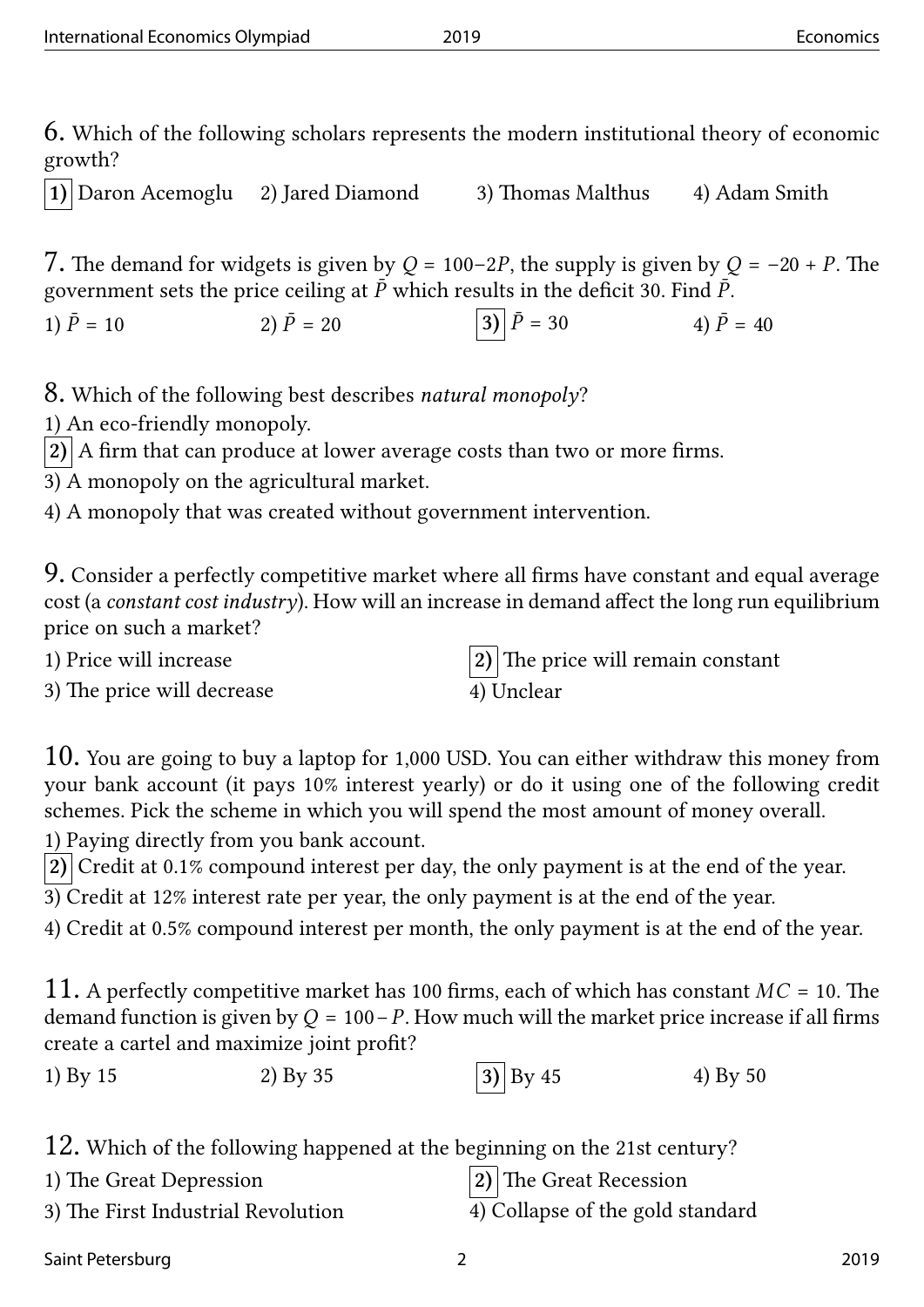6. Which of the following scholars represents the modern institutional theory of economic growth?

**1)** Daron Acemoglu 2) Jared Diamond 3) Thomas Malthus 4) Adam Smith

7. The demand for widgets is given by $Q = 100 - 2P$, the supply is given by $Q = -20 + P$. The government sets the price ceiling at $\bar{P}$ which results in the deficit 30. Find $\bar{P}$.

1) $\bar{P} = 10$ 2) $\bar{P} = 20$ **3)** $\bar{P} = 30$ 4) $\bar{P} = 40$

8. Which of the following best describes *natural monopoly*?

1) An eco-friendly monopoly.

**2)** A firm that can produce at lower average costs than two or more firms.

3) A monopoly on the agricultural market.

4) A monopoly that was created without government intervention.

9. Consider a perfectly competitive market where all firms have constant and equal average cost (a *constant cost industry*). How will an increase in demand affect the long run equilibrium price on such a market?

1) Price will increase **2)** The price will remain constant

3) The price will decrease 4) Unclear

10. You are going to buy a laptop for 1,000 USD. You can either withdraw this money from your bank account (it pays 10% interest yearly) or do it using one of the following credit schemes. Pick the scheme in which you will spend the most amount of money overall.

1) Paying directly from you bank account.

**2)** Credit at 0.1% compound interest per day, the only payment is at the end of the year.

3) Credit at 12% interest rate per year, the only payment is at the end of the year.

4) Credit at 0.5% compound interest per month, the only payment is at the end of the year.

11. A perfectly competitive market has 100 firms, each of which has constant $MC = 10$. The demand function is given by $Q = 100 - P$. How much will the market price increase if all firms create a cartel and maximize joint profit?

1) By 15 2) By 35 **3)** By 45 4) By 50

12. Which of the following happened at the beginning on the 21st century?

1) The Great Depression **2)** The Great Recession

3) The First Industrial Revolution 4) Collapse of the gold standard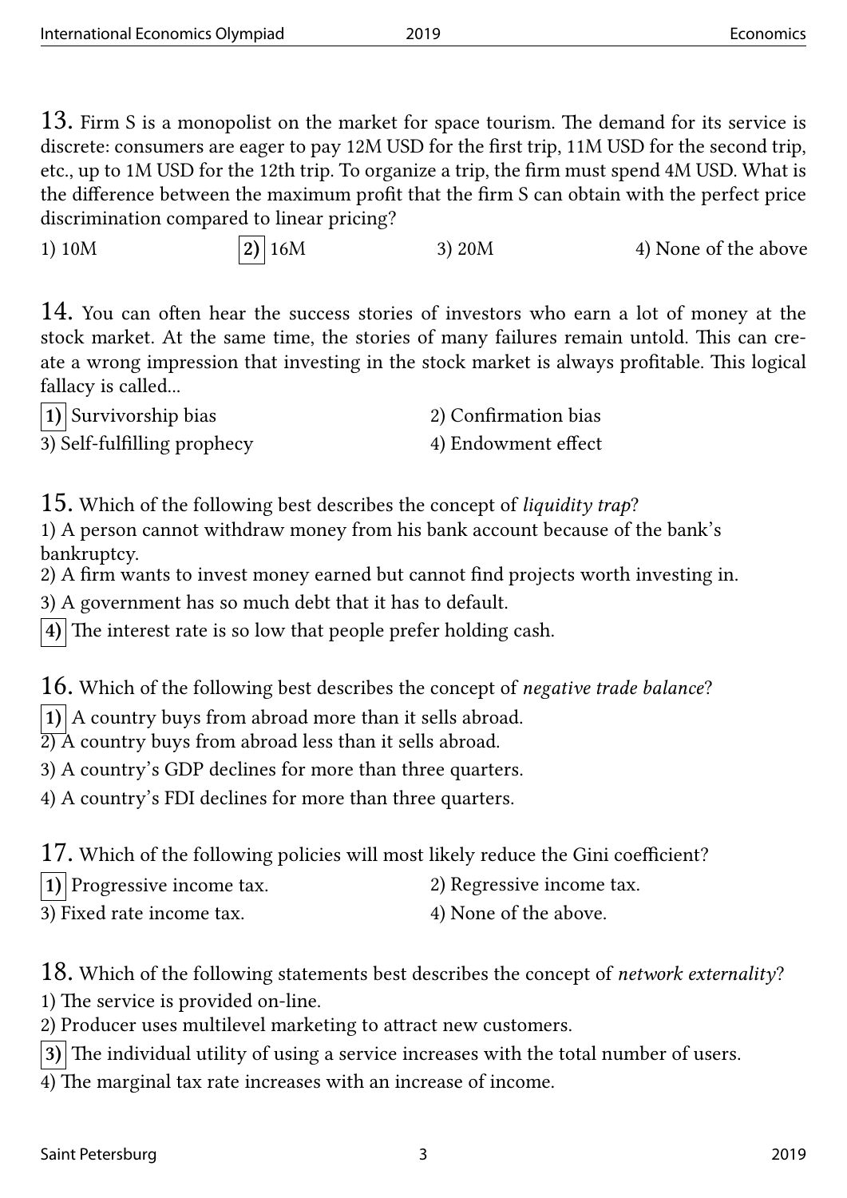13. Firm S is a monopolist on the market for space tourism. The demand for its service is discrete: consumers are eager to pay 12M USD for the first trip, 11M USD for the second trip, etc., up to 1M USD for the 12th trip. To organize a trip, the firm must spend 4M USD. What is the difference between the maximum profit that the firm S can obtain with the perfect price discrimination compared to linear pricing?

1) 10M | **2)** 16M | 3) 20M | 4) None of the above

14. You can often hear the success stories of investors who earn a lot of money at the stock market. At the same time, the stories of many failures remain untold. This can create a wrong impression that investing in the stock market is always profitable. This logical fallacy is called...

**1)** Survivorship bias
2) Confirmation bias
3) Self-fulfilling prophecy
4) Endowment effect

15. Which of the following best describes the concept of *liquidity trap*?

1) A person cannot withdraw money from his bank account because of the bank's bankruptcy.
2) A firm wants to invest money earned but cannot find projects worth investing in.
3) A government has so much debt that it has to default.
**4)** The interest rate is so low that people prefer holding cash.

16. Which of the following best describes the concept of *negative trade balance*?

**1)** A country buys from abroad more than it sells abroad.
2) A country buys from abroad less than it sells abroad.
3) A country's GDP declines for more than three quarters.
4) A country's FDI declines for more than three quarters.

17. Which of the following policies will most likely reduce the Gini coefficient?

**1)** Progressive income tax.
2) Regressive income tax.
3) Fixed rate income tax.
4) None of the above.

18. Which of the following statements best describes the concept of *network externality*?

1) The service is provided on-line.
2) Producer uses multilevel marketing to attract new customers.
**3)** The individual utility of using a service increases with the total number of users.
4) The marginal tax rate increases with an increase of income.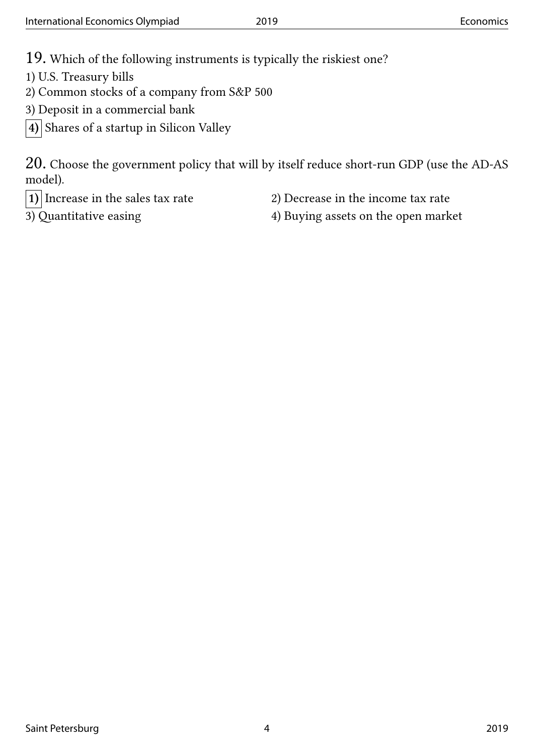19. Which of the following instruments is typically the riskiest one?

1) U.S. Treasury bills

2) Common stocks of a company from S&P 500

3) Deposit in a commercial bank

**4)** Shares of a startup in Silicon Valley

20. Choose the government policy that will by itself reduce short-run GDP (use the AD-AS model).

**1)** Increase in the sales tax rate

2) Decrease in the income tax rate

3) Quantitative easing

4) Buying assets on the open market